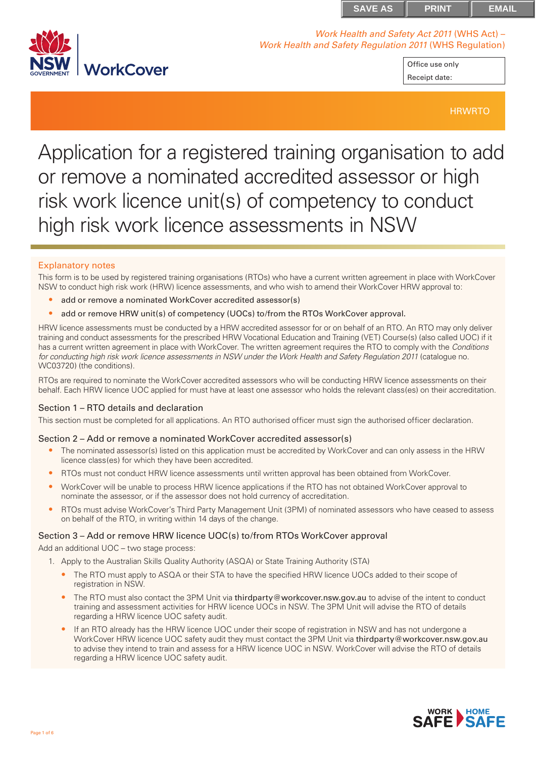SAVE AS | PRINT | EMAIL

*Work Health and Safety Act 2011* (WHS Act) –
*Work Health and Safety Regulation 2011* (WHS Regulation)

NSW GOVERNMENT | WorkCover

Office use only
Receipt date:

HRWRTO

# Application for a registered training organisation to add or remove a nominated accredited assessor or high risk work licence unit(s) of competency to conduct high risk work licence assessments in NSW

## Explanatory notes

This form is to be used by registered training organisations (RTOs) who have a current written agreement in place with WorkCover NSW to conduct high risk work (HRW) licence assessments, and who wish to amend their WorkCover HRW approval to:

- add or remove a nominated WorkCover accredited assessor(s)
- add or remove HRW unit(s) of competency (UOCs) to/from the RTOs WorkCover approval.

HRW licence assessments must be conducted by a HRW accredited assessor for or on behalf of an RTO. An RTO may only deliver training and conduct assessments for the prescribed HRW Vocational Education and Training (VET) Course(s) (also called UOC) if it has a current written agreement in place with WorkCover. The written agreement requires the RTO to comply with the *Conditions for conducting high risk work licence assessments in NSW under the Work Health and Safety Regulation 2011* (catalogue no. WC03720) (the conditions).

RTOs are required to nominate the WorkCover accredited assessors who will be conducting HRW licence assessments on their behalf. Each HRW licence UOC applied for must have at least one assessor who holds the relevant class(es) on their accreditation.

### Section 1 – RTO details and declaration

This section must be completed for all applications. An RTO authorised officer must sign the authorised officer declaration.

### Section 2 – Add or remove a nominated WorkCover accredited assessor(s)

- The nominated assessor(s) listed on this application must be accredited by WorkCover and can only assess in the HRW licence class(es) for which they have been accredited.
- RTOs must not conduct HRW licence assessments until written approval has been obtained from WorkCover.
- WorkCover will be unable to process HRW licence applications if the RTO has not obtained WorkCover approval to nominate the assessor, or if the assessor does not hold currency of accreditation.
- RTOs must advise WorkCover's Third Party Management Unit (3PM) of nominated assessors who have ceased to assess on behalf of the RTO, in writing within 14 days of the change.

### Section 3 – Add or remove HRW licence UOC(s) to/from RTOs WorkCover approval

Add an additional UOC – two stage process:

1. Apply to the Australian Skills Quality Authority (ASQA) or State Training Authority (STA)
   - The RTO must apply to ASQA or their STA to have the specified HRW licence UOCs added to their scope of registration in NSW.
   - The RTO must also contact the 3PM Unit via thirdparty@workcover.nsw.gov.au to advise of the intent to conduct training and assessment activities for HRW licence UOCs in NSW. The 3PM Unit will advise the RTO of details regarding a HRW licence UOC safety audit.
   - If an RTO already has the HRW licence UOC under their scope of registration in NSW and has not undergone a WorkCover HRW licence UOC safety audit they must contact the 3PM Unit via thirdparty@workcover.nsw.gov.au to advise they intend to train and assess for a HRW licence UOC in NSW. WorkCover will advise the RTO of details regarding a HRW licence UOC safety audit.

WORK SAFE HOME SAFE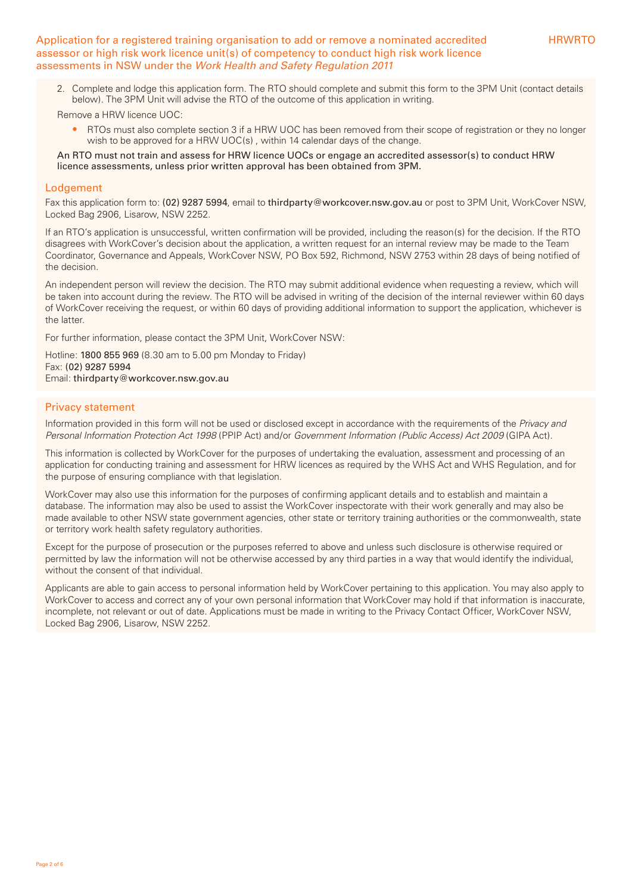2. Complete and lodge this application form. The RTO should complete and submit this form to the 3PM Unit (contact details below). The 3PM Unit will advise the RTO of the outcome of this application in writing.

Remove a HRW licence UOC:

- RTOs must also complete section 3 if a HRW UOC has been removed from their scope of registration or they no longer wish to be approved for a HRW UOC(s) , within 14 calendar days of the change.

An RTO must not train and assess for HRW licence UOCs or engage an accredited assessor(s) to conduct HRW licence assessments, unless prior written approval has been obtained from 3PM.

## Lodgement

Fax this application form to: **(02) 9287 5994**, email to **thirdparty@workcover.nsw.gov.au** or post to 3PM Unit, WorkCover NSW, Locked Bag 2906, Lisarow, NSW 2252.

If an RTO's application is unsuccessful, written confirmation will be provided, including the reason(s) for the decision. If the RTO disagrees with WorkCover's decision about the application, a written request for an internal review may be made to the Team Coordinator, Governance and Appeals, WorkCover NSW, PO Box 592, Richmond, NSW 2753 within 28 days of being notified of the decision.

An independent person will review the decision. The RTO may submit additional evidence when requesting a review, which will be taken into account during the review. The RTO will be advised in writing of the decision of the internal reviewer within 60 days of WorkCover receiving the request, or within 60 days of providing additional information to support the application, whichever is the latter.

For further information, please contact the 3PM Unit, WorkCover NSW:

Hotline: **1800 855 969** (8.30 am to 5.00 pm Monday to Friday)
Fax: **(02) 9287 5994**
Email: **thirdparty@workcover.nsw.gov.au**

## Privacy statement

Information provided in this form will not be used or disclosed except in accordance with the requirements of the *Privacy and Personal Information Protection Act 1998* (PPIP Act) and/or *Government Information (Public Access) Act 2009* (GIPA Act).

This information is collected by WorkCover for the purposes of undertaking the evaluation, assessment and processing of an application for conducting training and assessment for HRW licences as required by the WHS Act and WHS Regulation, and for the purpose of ensuring compliance with that legislation.

WorkCover may also use this information for the purposes of confirming applicant details and to establish and maintain a database. The information may also be used to assist the WorkCover inspectorate with their work generally and may also be made available to other NSW state government agencies, other state or territory training authorities or the commonwealth, state or territory work health safety regulatory authorities.

Except for the purpose of prosecution or the purposes referred to above and unless such disclosure is otherwise required or permitted by law the information will not be otherwise accessed by any third parties in a way that would identify the individual, without the consent of that individual.

Applicants are able to gain access to personal information held by WorkCover pertaining to this application. You may also apply to WorkCover to access and correct any of your own personal information that WorkCover may hold if that information is inaccurate, incomplete, not relevant or out of date. Applications must be made in writing to the Privacy Contact Officer, WorkCover NSW, Locked Bag 2906, Lisarow, NSW 2252.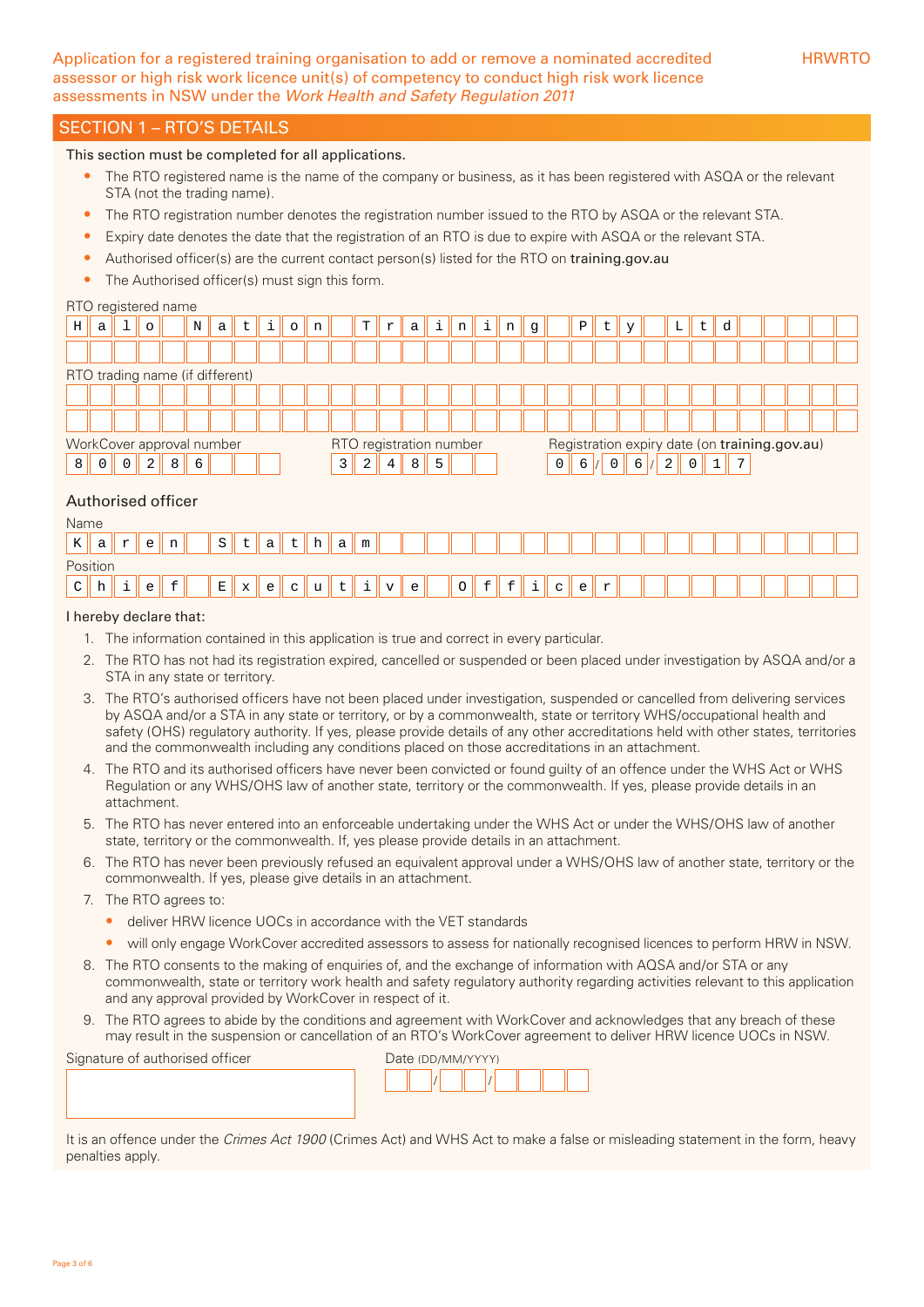Application for a registered training organisation to add or remove a nominated accredited assessor or high risk work licence unit(s) of competency to conduct high risk work licence assessments in NSW under the *Work Health and Safety Regulation 2011*

HRWRTO

## SECTION 1 – RTO'S DETAILS

This section must be completed for all applications.

- The RTO registered name is the name of the company or business, as it has been registered with ASQA or the relevant STA (not the trading name).
- The RTO registration number denotes the registration number issued to the RTO by ASQA or the relevant STA.
- Expiry date denotes the date that the registration of an RTO is due to expire with ASQA or the relevant STA.
- Authorised officer(s) are the current contact person(s) listed for the RTO on **training.gov.au**
- The Authorised officer(s) must sign this form.

RTO registered name: Halo National Training Pty Ltd

RTO trading name (if different):

WorkCover approval number: 800286

RTO registration number: 32485

Registration expiry date (on **training.gov.au**): 06/06/2017

### Authorised officer

Name: Karen Statham

Position: Chief Executive Officer

I hereby declare that:

1. The information contained in this application is true and correct in every particular.
2. The RTO has not had its registration expired, cancelled or suspended or been placed under investigation by ASQA and/or a STA in any state or territory.
3. The RTO's authorised officers have not been placed under investigation, suspended or cancelled from delivering services by ASQA and/or a STA in any state or territory, or by a commonwealth, state or territory WHS/occupational health and safety (OHS) regulatory authority. If yes, please provide details of any other accreditations held with other states, territories and the commonwealth including any conditions placed on those accreditations in an attachment.
4. The RTO and its authorised officers have never been convicted or found guilty of an offence under the WHS Act or WHS Regulation or any WHS/OHS law of another state, territory or the commonwealth. If yes, please provide details in an attachment.
5. The RTO has never entered into an enforceable undertaking under the WHS Act or under the WHS/OHS law of another state, territory or the commonwealth. If, yes please provide details in an attachment.
6. The RTO has never been previously refused an equivalent approval under a WHS/OHS law of another state, territory or the commonwealth. If yes, please give details in an attachment.
7. The RTO agrees to:
   - deliver HRW licence UOCs in accordance with the VET standards
   - will only engage WorkCover accredited assessors to assess for nationally recognised licences to perform HRW in NSW.
8. The RTO consents to the making of enquiries of, and the exchange of information with AQSA and/or STA or any commonwealth, state or territory work health and safety regulatory authority regarding activities relevant to this application and any approval provided by WorkCover in respect of it.
9. The RTO agrees to abide by the conditions and agreement with WorkCover and acknowledges that any breach of these may result in the suspension or cancellation of an RTO's WorkCover agreement to deliver HRW licence UOCs in NSW.

Signature of authorised officer: 

Date (DD/MM/YYYY): __/__/____

It is an offence under the *Crimes Act 1900* (Crimes Act) and WHS Act to make a false or misleading statement in the form, heavy penalties apply.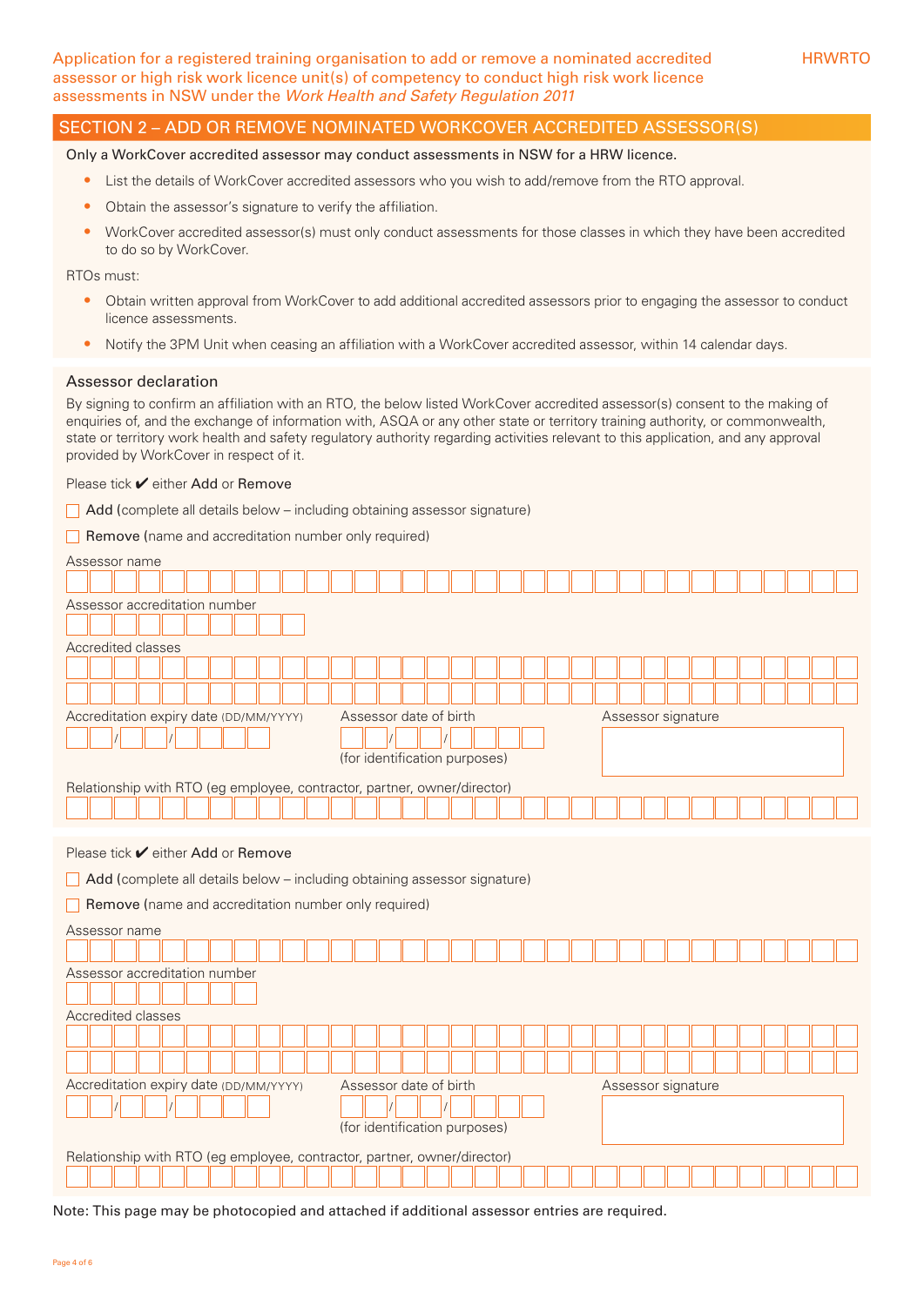Application for a registered training organisation to add or remove a nominated accredited assessor or high risk work licence unit(s) of competency to conduct high risk work licence assessments in NSW under the *Work Health and Safety Regulation 2011*

HRWRTO

## SECTION 2 – ADD OR REMOVE NOMINATED WORKCOVER ACCREDITED ASSESSOR(S)

Only a WorkCover accredited assessor may conduct assessments in NSW for a HRW licence.

- List the details of WorkCover accredited assessors who you wish to add/remove from the RTO approval.
- Obtain the assessor's signature to verify the affiliation.
- WorkCover accredited assessor(s) must only conduct assessments for those classes in which they have been accredited to do so by WorkCover.

RTOs must:

- Obtain written approval from WorkCover to add additional accredited assessors prior to engaging the assessor to conduct licence assessments.
- Notify the 3PM Unit when ceasing an affiliation with a WorkCover accredited assessor, within 14 calendar days.

### Assessor declaration

By signing to confirm an affiliation with an RTO, the below listed WorkCover accredited assessor(s) consent to the making of enquiries of, and the exchange of information with, ASQA or any other state or territory training authority, or commonwealth, state or territory work health and safety regulatory authority regarding activities relevant to this application, and any approval provided by WorkCover in respect of it.

Please tick ✔ either Add or Remove

☐ Add (complete all details below – including obtaining assessor signature)

☐ Remove (name and accreditation number only required)

Assessor name

Assessor accreditation number

Accredited classes

Accreditation expiry date (DD/MM/YYYY) ___/___/_____

Assessor date of birth ___/___/_____ (for identification purposes)

Assessor signature

Relationship with RTO (eg employee, contractor, partner, owner/director)

Please tick ✔ either Add or Remove

☐ Add (complete all details below – including obtaining assessor signature)

☐ Remove (name and accreditation number only required)

Assessor name

Assessor accreditation number

Accredited classes

Accreditation expiry date (DD/MM/YYYY) ___/___/_____

Assessor date of birth ___/___/_____ (for identification purposes)

Assessor signature

Relationship with RTO (eg employee, contractor, partner, owner/director)

Note: This page may be photocopied and attached if additional assessor entries are required.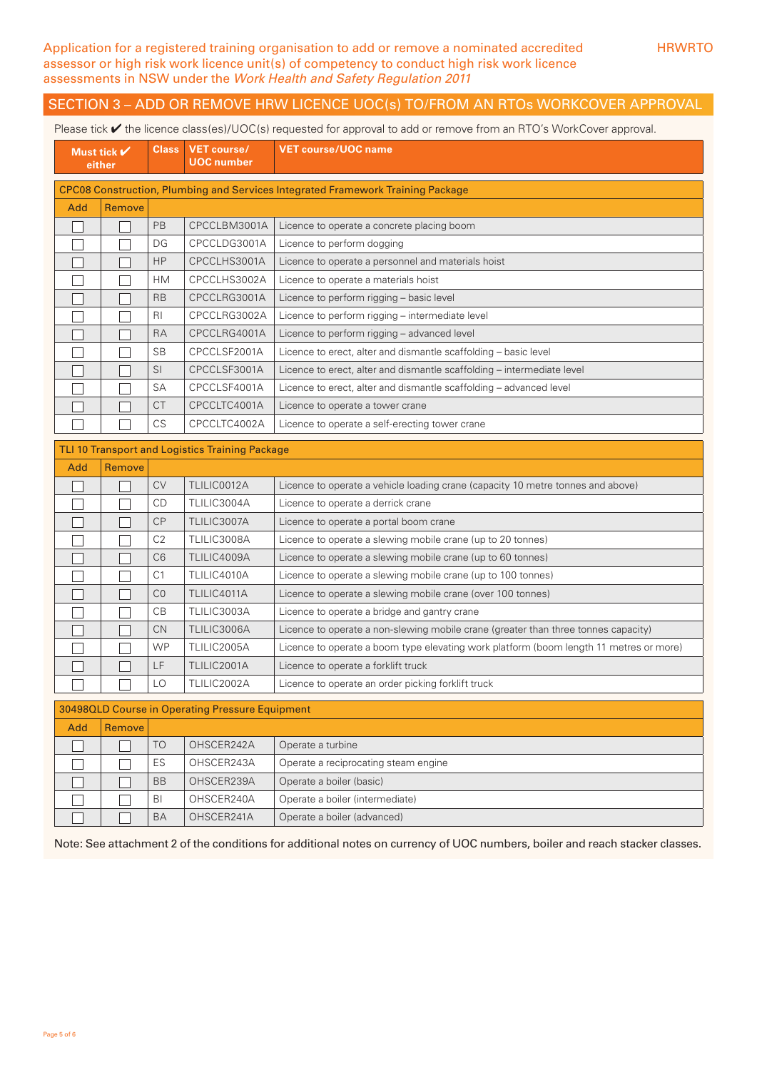Application for a registered training organisation to add or remove a nominated accredited assessor or high risk work licence unit(s) of competency to conduct high risk work licence assessments in NSW under the *Work Health and Safety Regulation 2011*

HRWRTO

## SECTION 3 – ADD OR REMOVE HRW LICENCE UOC(s) TO/FROM AN RTOs WORKCOVER APPROVAL

Please tick ✔ the licence class(es)/UOC(s) requested for approval to add or remove from an RTO's WorkCover approval.

| Must tick ✔ either | | Class | VET course/ UOC number | VET course/UOC name |
|---|---|---|---|---|
| **CPC08 Construction, Plumbing and Services Integrated Framework Training Package** | | | | |
| Add | Remove | | | |
| ☐ | ☐ | PB | CPCCLBM3001A | Licence to operate a concrete placing boom |
| ☐ | ☐ | DG | CPCCLDG3001A | Licence to perform dogging |
| ☐ | ☐ | HP | CPCCLHS3001A | Licence to operate a personnel and materials hoist |
| ☐ | ☐ | HM | CPCCLHS3002A | Licence to operate a materials hoist |
| ☐ | ☐ | RB | CPCCLRG3001A | Licence to perform rigging – basic level |
| ☐ | ☐ | RI | CPCCLRG3002A | Licence to perform rigging – intermediate level |
| ☐ | ☐ | RA | CPCCLRG4001A | Licence to perform rigging – advanced level |
| ☐ | ☐ | SB | CPCCLSF2001A | Licence to erect, alter and dismantle scaffolding – basic level |
| ☐ | ☐ | SI | CPCCLSF3001A | Licence to erect, alter and dismantle scaffolding – intermediate level |
| ☐ | ☐ | SA | CPCCLSF4001A | Licence to erect, alter and dismantle scaffolding – advanced level |
| ☐ | ☐ | CT | CPCCLTC4001A | Licence to operate a tower crane |
| ☐ | ☐ | CS | CPCCLTC4002A | Licence to operate a self-erecting tower crane |
| **TLI 10 Transport and Logistics Training Package** | | | | |
| Add | Remove | | | |
| ☐ | ☐ | CV | TLILIC0012A | Licence to operate a vehicle loading crane (capacity 10 metre tonnes and above) |
| ☐ | ☐ | CD | TLILIC3004A | Licence to operate a derrick crane |
| ☐ | ☐ | CP | TLILIC3007A | Licence to operate a portal boom crane |
| ☐ | ☐ | C2 | TLILIC3008A | Licence to operate a slewing mobile crane (up to 20 tonnes) |
| ☐ | ☐ | C6 | TLILIC4009A | Licence to operate a slewing mobile crane (up to 60 tonnes) |
| ☐ | ☐ | C1 | TLILIC4010A | Licence to operate a slewing mobile crane (up to 100 tonnes) |
| ☐ | ☐ | C0 | TLILIC4011A | Licence to operate a slewing mobile crane (over 100 tonnes) |
| ☐ | ☐ | CB | TLILIC3003A | Licence to operate a bridge and gantry crane |
| ☐ | ☐ | CN | TLILIC3006A | Licence to operate a non-slewing mobile crane (greater than three tonnes capacity) |
| ☐ | ☐ | WP | TLILIC2005A | Licence to operate a boom type elevating work platform (boom length 11 metres or more) |
| ☐ | ☐ | LF | TLILIC2001A | Licence to operate a forklift truck |
| ☐ | ☐ | LO | TLILIC2002A | Licence to operate an order picking forklift truck |
| **30498QLD Course in Operating Pressure Equipment** | | | | |
| Add | Remove | | | |
| ☐ | ☐ | TO | OHSCER242A | Operate a turbine |
| ☐ | ☐ | ES | OHSCER243A | Operate a reciprocating steam engine |
| ☐ | ☐ | BB | OHSCER239A | Operate a boiler (basic) |
| ☐ | ☐ | BI | OHSCER240A | Operate a boiler (intermediate) |
| ☐ | ☐ | BA | OHSCER241A | Operate a boiler (advanced) |

Note: See attachment 2 of the conditions for additional notes on currency of UOC numbers, boiler and reach stacker classes.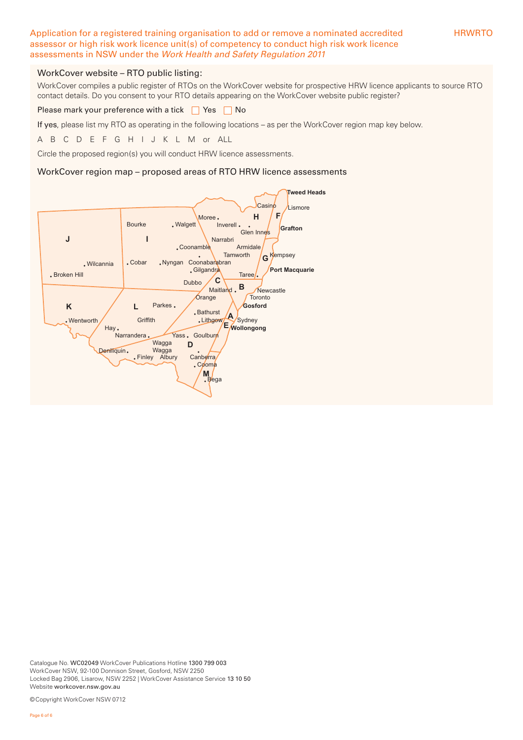Application for a registered training organisation to add or remove a nominated accredited assessor or high risk work licence unit(s) of competency to conduct high risk work licence assessments in NSW under the *Work Health and Safety Regulation 2011*

## WorkCover website – RTO public listing:

WorkCover compiles a public register of RTOs on the WorkCover website for prospective HRW licence applicants to source RTO contact details. Do you consent to your RTO details appearing on the WorkCover website public register?

Please mark your preference with a tick ☐ Yes ☐ No

**If yes**, please list my RTO as operating in the following locations – as per the WorkCover region map key below.

A B C D E F G H I J K L M or ALL

Circle the proposed region(s) you will conduct HRW licence assessments.

## WorkCover region map – proposed areas of RTO HRW licence assessments

Tweed Heads
Casino
Lismore
H
F
Moree
Inverell
Glen Innes
Grafton
Bourke
Walgett
J
I
Narrabri
Coonamble
Armidale
Tamworth
G
Kempsey
Wilcannia
Cobar
Nyngan
Coonabarabran
Gilgandra
Port Macquarie
Broken Hill
Taree
C
Dubbo
B
Maitland
Newcastle
Orange
Toronto
K
L
Parkes
Gosford
Bathurst
A
Wentworth
Griffith
Lithgow
Sydney
E
Wollongong
Hay
Narrandera
Yass
Goulburn
Wagga Wagga
D
Deniliquin
Finley
Albury
Canberra
Cooma
M
Bega

Catalogue No. WC02049 WorkCover Publications Hotline 1300 799 003
WorkCover NSW, 92-100 Donnison Street, Gosford, NSW 2250
Locked Bag 2906, Lisarow, NSW 2252 | WorkCover Assistance Service 13 10 50
Website workcover.nsw.gov.au

©Copyright WorkCover NSW 0712